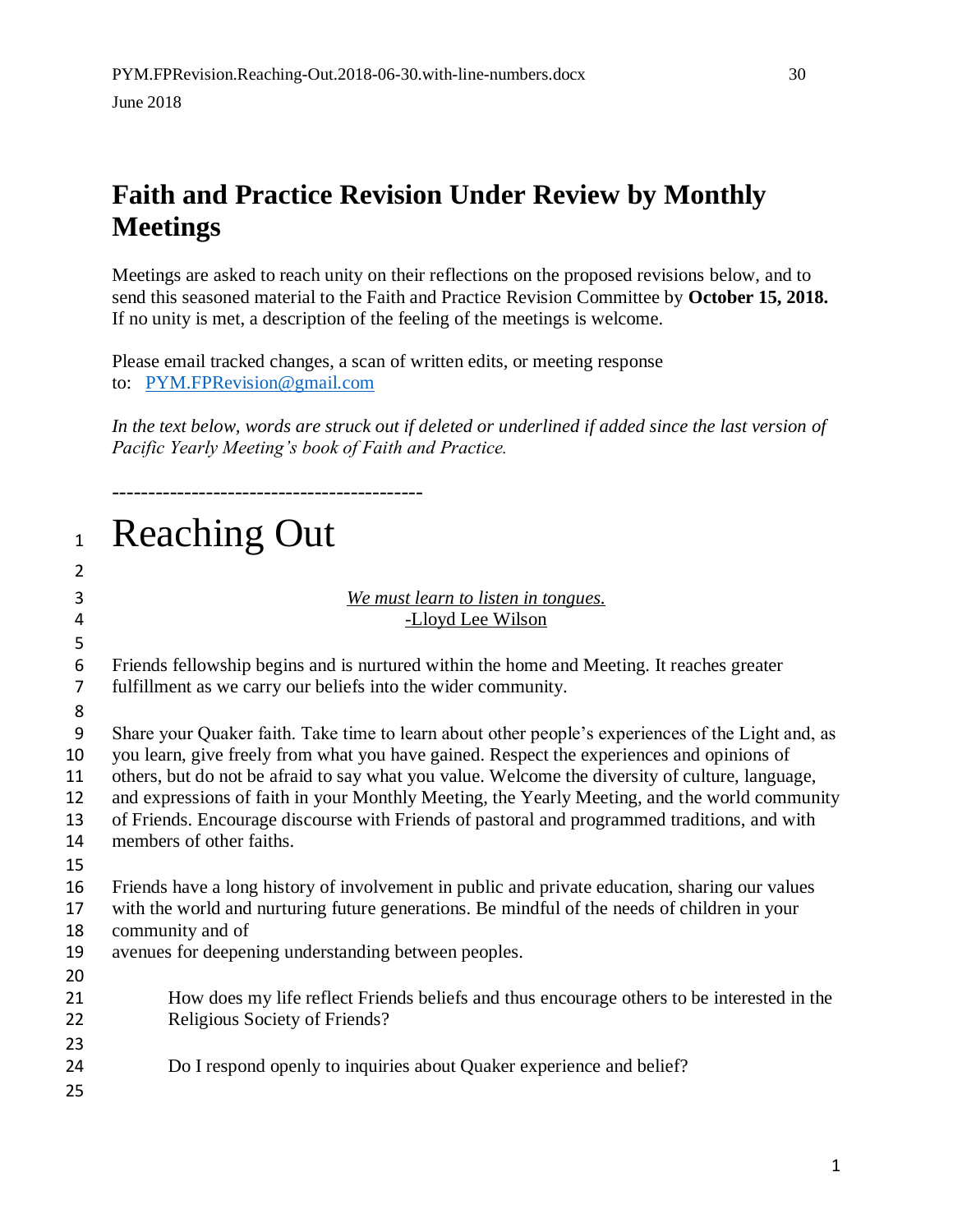# Faith and Practice Revision Under Review by Monthly Meetings

Meetings are asked to reach unity on their reflections on the proposed revisions below, and to send this seasoned material to the Faith and Practice Revision Committee by **October 15, 2018.** If no unity is met, a description of the feeling of the meetings is welcome.

Please email tracked changes, a scan of written edits, or meeting response to: [PYM.FPRevision@gmail.com](mailto:PYM.FPRevision@gmail.com)

*In the text below, words are struck out if deleted or underlined if added since the last version of Pacific Yearly Meeting's book of Faith and Practice.*

-------------------------------------------

# Reaching Out

<u>*We must learn to listen in tongues.*</u>
<u>-Lloyd Lee Wilson</u>

Friends fellowship begins and is nurtured within the home and Meeting. It reaches greater fulfillment as we carry our beliefs into the wider community.

Share your Quaker faith. Take time to learn about other people's experiences of the Light and, as you learn, give freely from what you have gained. Respect the experiences and opinions of others, but do not be afraid to say what you value. Welcome the diversity of culture, language, and expressions of faith in your Monthly Meeting, the Yearly Meeting, and the world community of Friends. Encourage discourse with Friends of pastoral and programmed traditions, and with members of other faiths.

Friends have a long history of involvement in public and private education, sharing our values with the world and nurturing future generations. Be mindful of the needs of children in your community and of avenues for deepening understanding between peoples.

> How does my life reflect Friends beliefs and thus encourage others to be interested in the Religious Society of Friends?
>
> Do I respond openly to inquiries about Quaker experience and belief?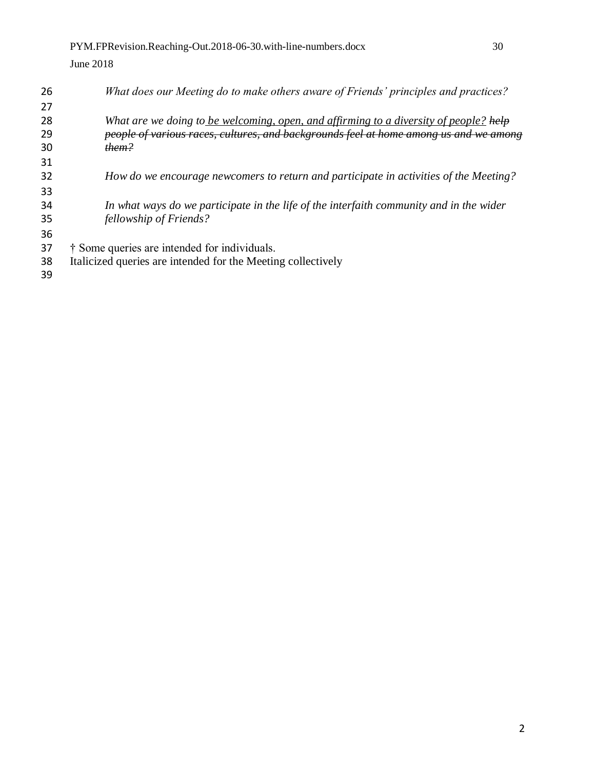*What does our Meeting do to make others aware of Friends' principles and practices?*

*What are we doing to be welcoming, open, and affirming to a diversity of people? ~~help people of various races, cultures, and backgrounds feel at home among us and we among them?~~*

*How do we encourage newcomers to return and participate in activities of the Meeting?*

*In what ways do we participate in the life of the interfaith community and in the wider fellowship of Friends?*

† Some queries are intended for individuals.
Italicized queries are intended for the Meeting collectively